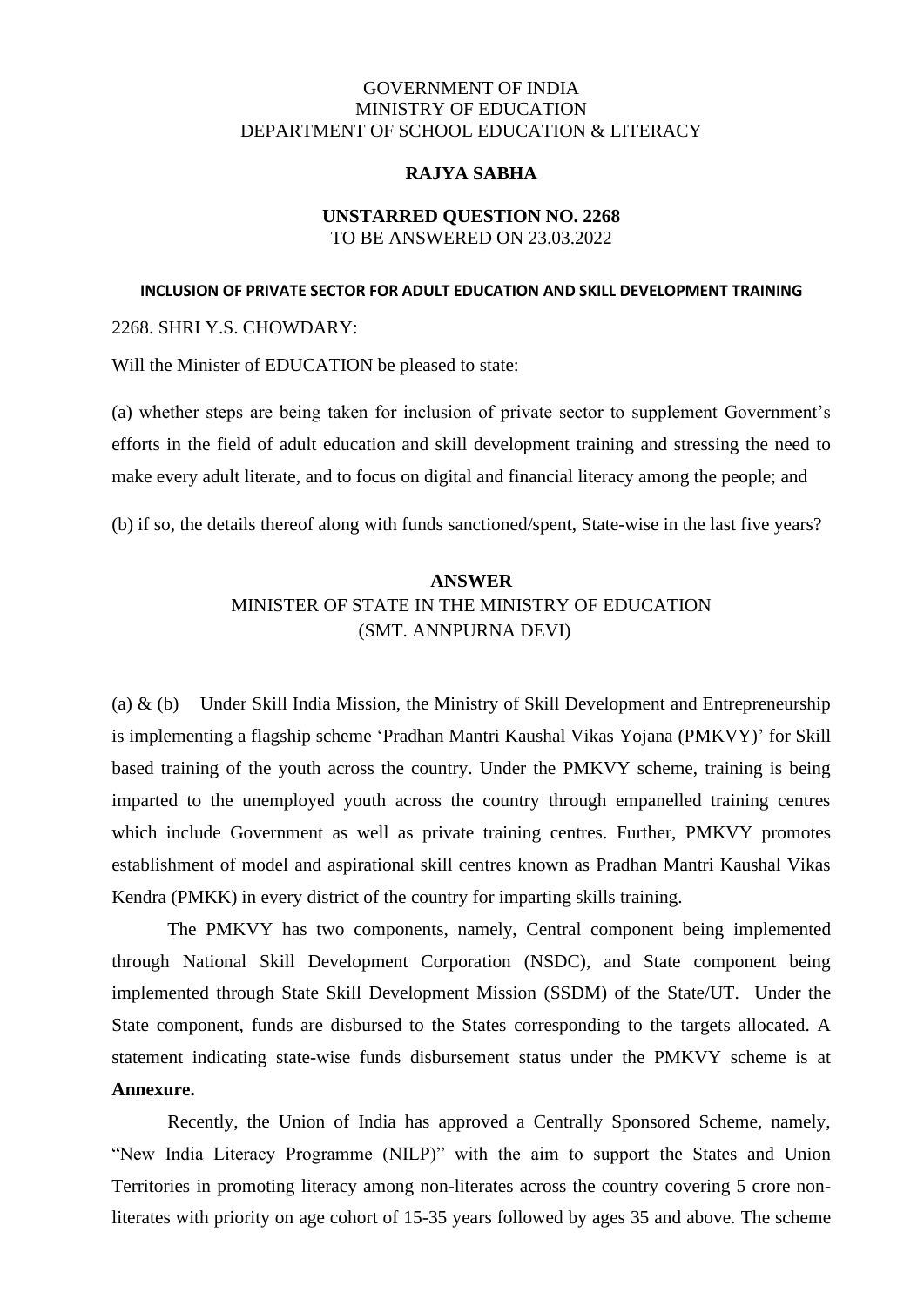GOVERNMENT OF INDIA
MINISTRY OF EDUCATION
DEPARTMENT OF SCHOOL EDUCATION & LITERACY

**RAJYA SABHA**

**UNSTARRED QUESTION NO. 2268**
TO BE ANSWERED ON 23.03.2022

**INCLUSION OF PRIVATE SECTOR FOR ADULT EDUCATION AND SKILL DEVELOPMENT TRAINING**

2268. SHRI Y.S. CHOWDARY:

Will the Minister of EDUCATION be pleased to state:

(a) whether steps are being taken for inclusion of private sector to supplement Government's efforts in the field of adult education and skill development training and stressing the need to make every adult literate, and to focus on digital and financial literacy among the people; and

(b) if so, the details thereof along with funds sanctioned/spent, State-wise in the last five years?

**ANSWER**
MINISTER OF STATE IN THE MINISTRY OF EDUCATION
(SMT. ANNPURNA DEVI)

(a) & (b) Under Skill India Mission, the Ministry of Skill Development and Entrepreneurship is implementing a flagship scheme 'Pradhan Mantri Kaushal Vikas Yojana (PMKVY)' for Skill based training of the youth across the country. Under the PMKVY scheme, training is being imparted to the unemployed youth across the country through empanelled training centres which include Government as well as private training centres. Further, PMKVY promotes establishment of model and aspirational skill centres known as Pradhan Mantri Kaushal Vikas Kendra (PMKK) in every district of the country for imparting skills training.

The PMKVY has two components, namely, Central component being implemented through National Skill Development Corporation (NSDC), and State component being implemented through State Skill Development Mission (SSDM) of the State/UT. Under the State component, funds are disbursed to the States corresponding to the targets allocated. A statement indicating state-wise funds disbursement status under the PMKVY scheme is at **Annexure.**

Recently, the Union of India has approved a Centrally Sponsored Scheme, namely, "New India Literacy Programme (NILP)" with the aim to support the States and Union Territories in promoting literacy among non-literates across the country covering 5 crore non-literates with priority on age cohort of 15-35 years followed by ages 35 and above. The scheme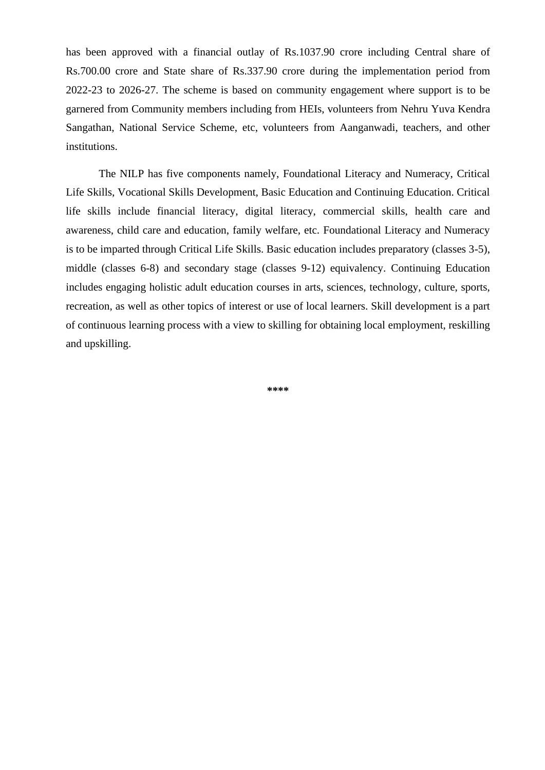has been approved with a financial outlay of Rs.1037.90 crore including Central share of Rs.700.00 crore and State share of Rs.337.90 crore during the implementation period from 2022-23 to 2026-27. The scheme is based on community engagement where support is to be garnered from Community members including from HEIs, volunteers from Nehru Yuva Kendra Sangathan, National Service Scheme, etc, volunteers from Aanganwadi, teachers, and other institutions.

The NILP has five components namely, Foundational Literacy and Numeracy, Critical Life Skills, Vocational Skills Development, Basic Education and Continuing Education. Critical life skills include financial literacy, digital literacy, commercial skills, health care and awareness, child care and education, family welfare, etc. Foundational Literacy and Numeracy is to be imparted through Critical Life Skills. Basic education includes preparatory (classes 3-5), middle (classes 6-8) and secondary stage (classes 9-12) equivalency. Continuing Education includes engaging holistic adult education courses in arts, sciences, technology, culture, sports, recreation, as well as other topics of interest or use of local learners. Skill development is a part of continuous learning process with a view to skilling for obtaining local employment, reskilling and upskilling.

****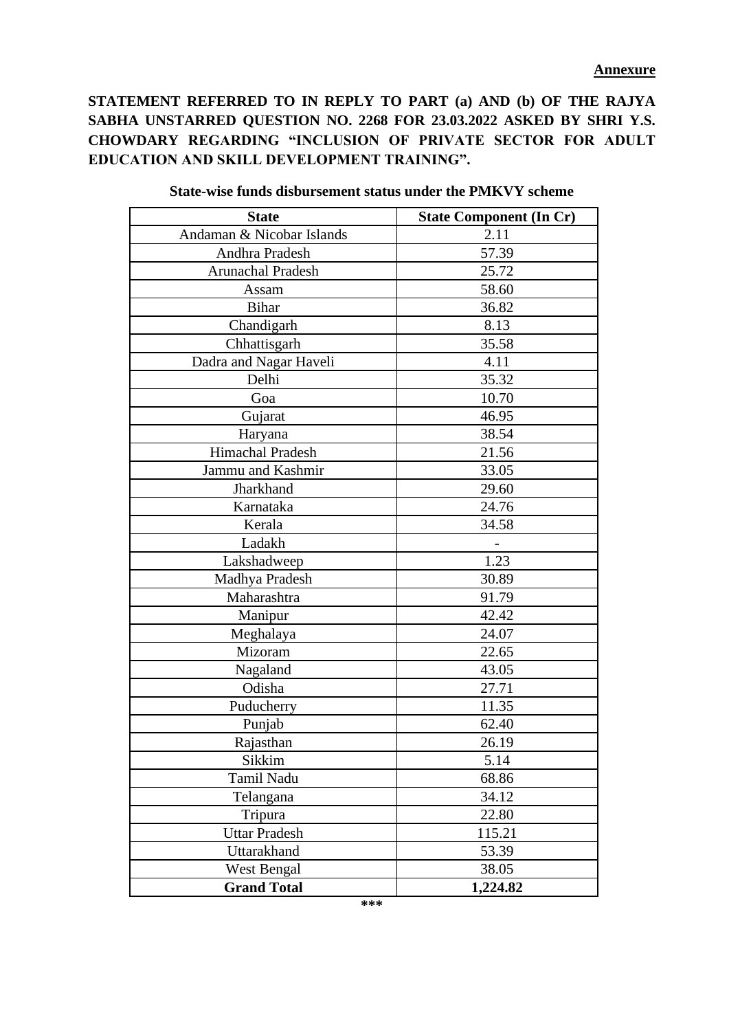**Annexure**

**STATEMENT REFERRED TO IN REPLY TO PART (a) AND (b) OF THE RAJYA SABHA UNSTARRED QUESTION NO. 2268 FOR 23.03.2022 ASKED BY SHRI Y.S. CHOWDARY REGARDING "INCLUSION OF PRIVATE SECTOR FOR ADULT EDUCATION AND SKILL DEVELOPMENT TRAINING".**

**State-wise funds disbursement status under the PMKVY scheme**

| State | State Component (In Cr) |
|---|---|
| Andaman & Nicobar Islands | 2.11 |
| Andhra Pradesh | 57.39 |
| Arunachal Pradesh | 25.72 |
| Assam | 58.60 |
| Bihar | 36.82 |
| Chandigarh | 8.13 |
| Chhattisgarh | 35.58 |
| Dadra and Nagar Haveli | 4.11 |
| Delhi | 35.32 |
| Goa | 10.70 |
| Gujarat | 46.95 |
| Haryana | 38.54 |
| Himachal Pradesh | 21.56 |
| Jammu and Kashmir | 33.05 |
| Jharkhand | 29.60 |
| Karnataka | 24.76 |
| Kerala | 34.58 |
| Ladakh | - |
| Lakshadweep | 1.23 |
| Madhya Pradesh | 30.89 |
| Maharashtra | 91.79 |
| Manipur | 42.42 |
| Meghalaya | 24.07 |
| Mizoram | 22.65 |
| Nagaland | 43.05 |
| Odisha | 27.71 |
| Puducherry | 11.35 |
| Punjab | 62.40 |
| Rajasthan | 26.19 |
| Sikkim | 5.14 |
| Tamil Nadu | 68.86 |
| Telangana | 34.12 |
| Tripura | 22.80 |
| Uttar Pradesh | 115.21 |
| Uttarakhand | 53.39 |
| West Bengal | 38.05 |
| **Grand Total** | **1,224.82** |

***